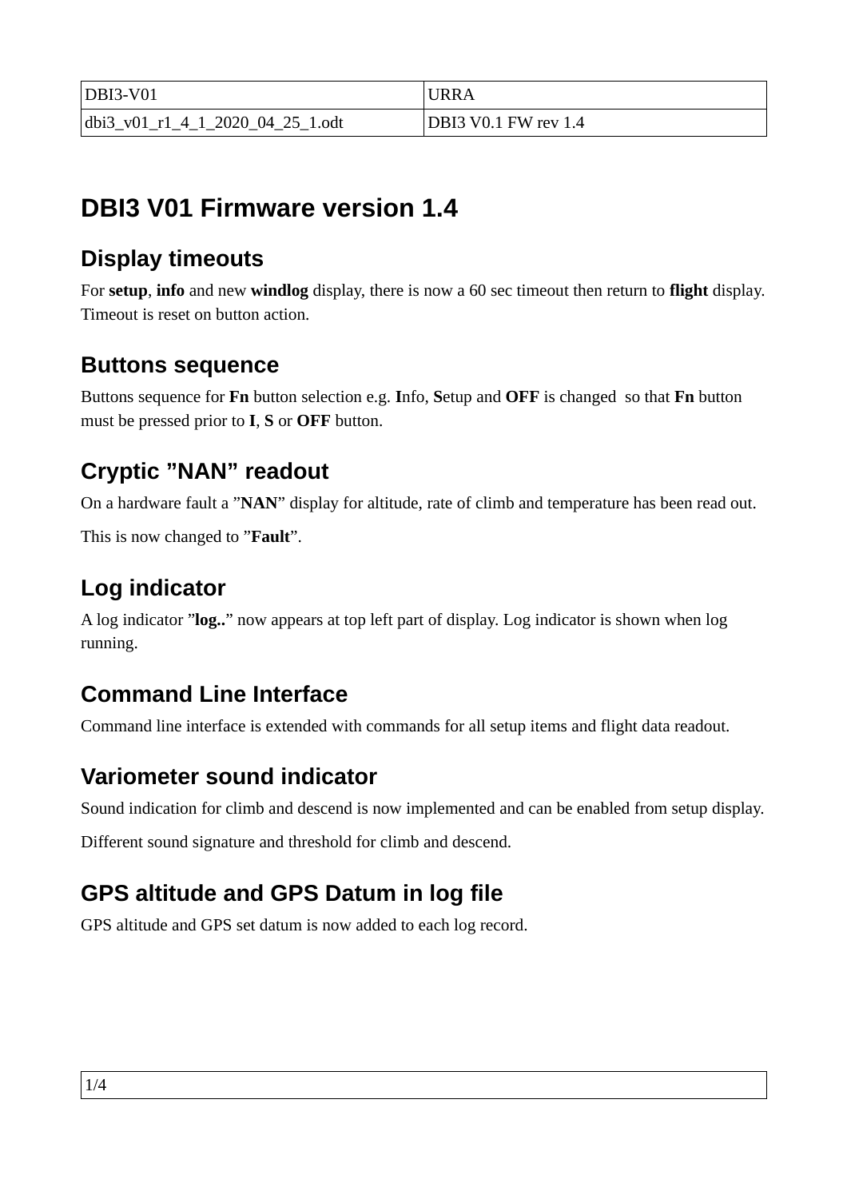| DBI3-V01 | URRA |
| --- | --- |
| dbi3_v01_r1_4_1_2020_04_25_1.odt | DBI3 V0.1 FW rev 1.4 |

# DBI3 V01 Firmware version 1.4

## Display timeouts

For **setup**, **info** and new **windlog** display, there is now a 60 sec timeout then return to **flight** display. Timeout is reset on button action.

## Buttons sequence

Buttons sequence for **Fn** button selection e.g. **I**nfo, **S**etup and **OFF** is changed so that **Fn** button must be pressed prior to **I**, **S** or **OFF** button.

## Cryptic ”NAN” readout

On a hardware fault a ”**NAN**” display for altitude, rate of climb and temperature has been read out.

This is now changed to ”**Fault**”.

## Log indicator

A log indicator ”**log..**” now appears at top left part of display. Log indicator is shown when log running.

## Command Line Interface

Command line interface is extended with commands for all setup items and flight data readout.

## Variometer sound indicator

Sound indication for climb and descend is now implemented and can be enabled from setup display.

Different sound signature and threshold for climb and descend.

## GPS altitude and GPS Datum in log file

GPS altitude and GPS set datum is now added to each log record.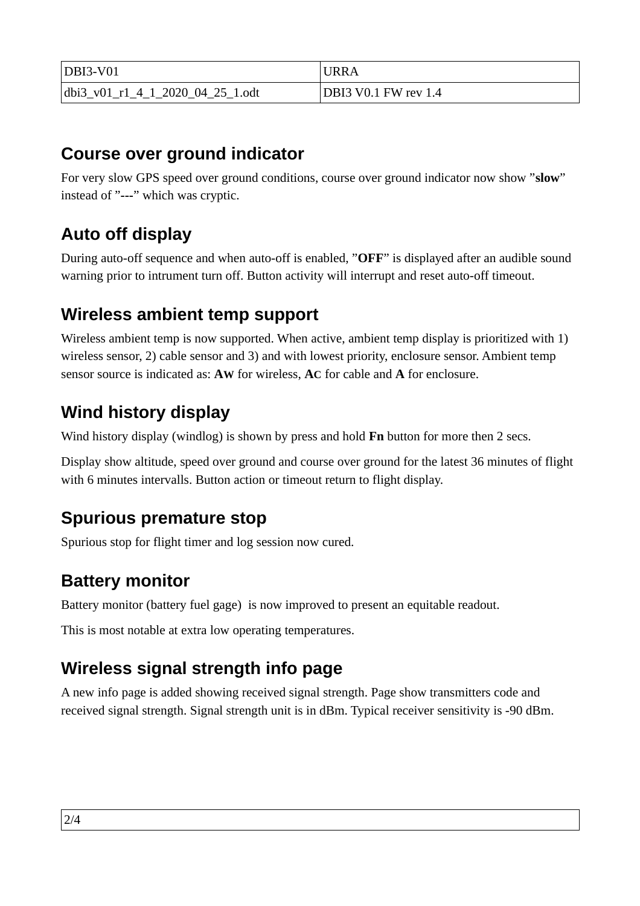## Course over ground indicator

For very slow GPS speed over ground conditions, course over ground indicator now show ”**slow**” instead of ”**---**” which was cryptic.

## Auto off display

During auto-off sequence and when auto-off is enabled, ”**OFF**” is displayed after an audible sound warning prior to intrument turn off. Button activity will interrupt and reset auto-off timeout.

## Wireless ambient temp support

Wireless ambient temp is now supported. When active, ambient temp display is prioritized with 1) wireless sensor, 2) cable sensor and 3) and with lowest priority, enclosure sensor. Ambient temp sensor source is indicated as: **AW** for wireless, **AC** for cable and **A** for enclosure.

## Wind history display

Wind history display (windlog) is shown by press and hold **Fn** button for more then 2 secs.

Display show altitude, speed over ground and course over ground for the latest 36 minutes of flight with 6 minutes intervalls. Button action or timeout return to flight display.

## Spurious premature stop

Spurious stop for flight timer and log session now cured.

## Battery monitor

Battery monitor (battery fuel gage) is now improved to present an equitable readout.

This is most notable at extra low operating temperatures.

## Wireless signal strength info page

A new info page is added showing received signal strength. Page show transmitters code and received signal strength. Signal strength unit is in dBm. Typical receiver sensitivity is -90 dBm.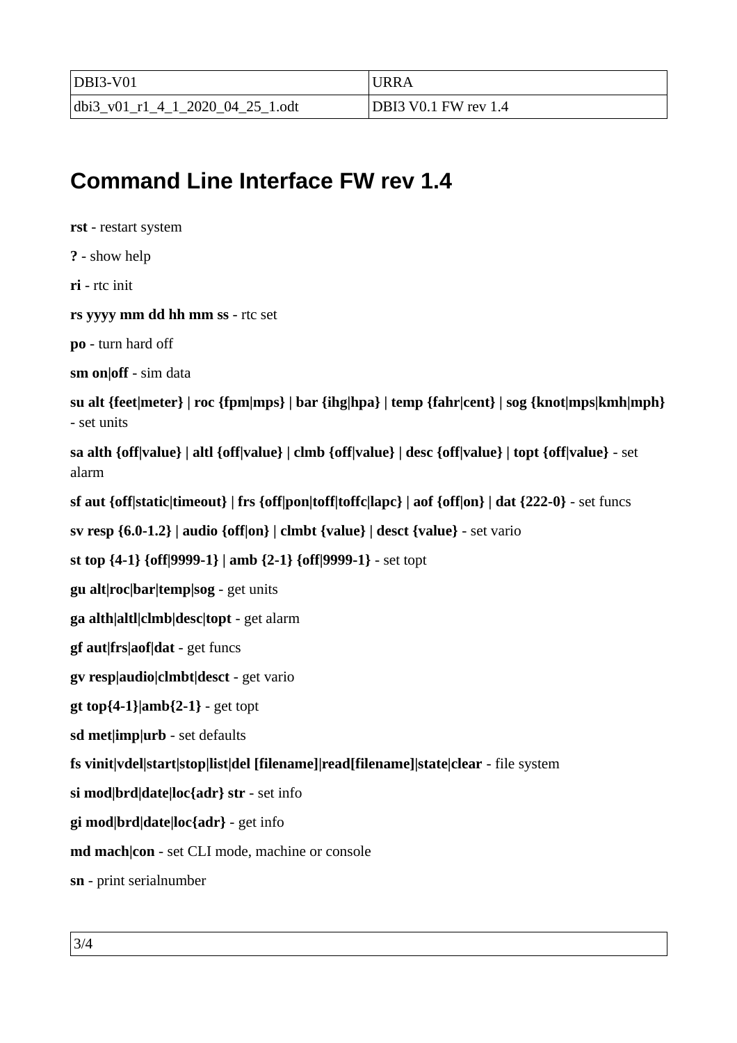| DBI3-V01 | URRA |
| --- | --- |
| dbi3_v01_r1_4_1_2020_04_25_1.odt | DBI3 V0.1 FW rev 1.4 |

## Command Line Interface FW rev 1.4

**rst** - restart system

**?** - show help

**ri** - rtc init

**rs yyyy mm dd hh mm ss** - rtc set

**po** - turn hard off

**sm on|off** - sim data

**su alt {feet|meter} | roc {fpm|mps} | bar {ihg|hpa} | temp {fahr|cent} | sog {knot|mps|kmh|mph}** - set units

**sa alth {off|value} | altl {off|value} | clmb {off|value} | desc {off|value} | topt {off|value}** - set alarm

**sf aut {off|static|timeout} | frs {off|pon|toff|toffc|lapc} | aof {off|on} | dat {222-0}** - set funcs

**sv resp {6.0-1.2} | audio {off|on} | clmbt {value} | desct {value}** - set vario

**st top {4-1} {off|9999-1} | amb {2-1} {off|9999-1}** - set topt

**gu alt|roc|bar|temp|sog** - get units

**ga alth|altl|clmb|desc|topt** - get alarm

**gf aut|frs|aof|dat** - get funcs

**gv resp|audio|clmbt|desct** - get vario

**gt top{4-1}|amb{2-1}** - get topt

**sd met|imp|urb** - set defaults

**fs vinit|vdel|start|stop|list|del [filename]|read[filename]|state|clear** - file system

**si mod|brd|date|loc{adr} str** - set info

**gi mod|brd|date|loc{adr}** - get info

**md mach|con** - set CLI mode, machine or console

**sn** - print serialnumber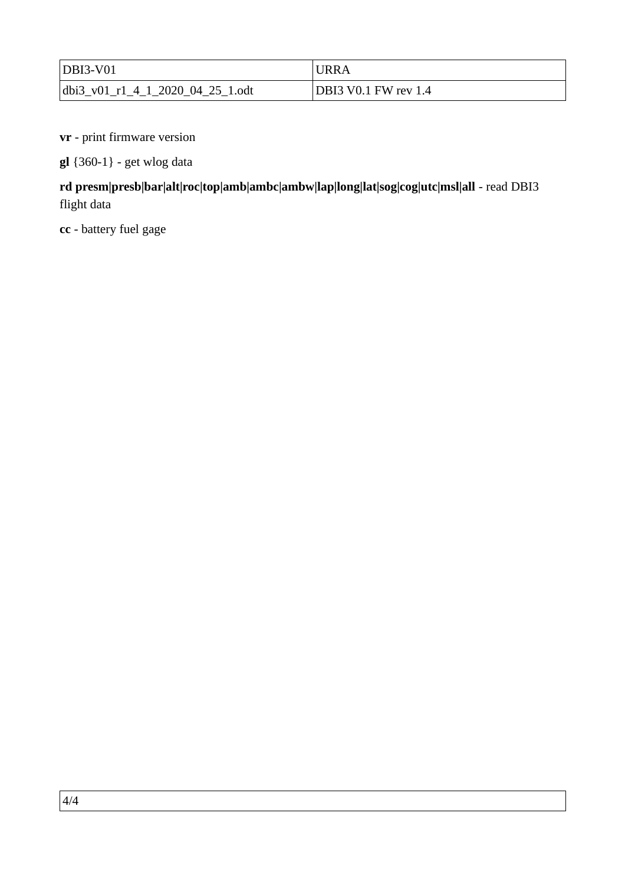**vr** - print firmware version

**gl** {360-1} - get wlog data

**rd presm|presb|bar|alt|roc|top|amb|ambc|ambw|lap|long|lat|sog|cog|utc|msl|all** - read DBI3 flight data

**cc** - battery fuel gage